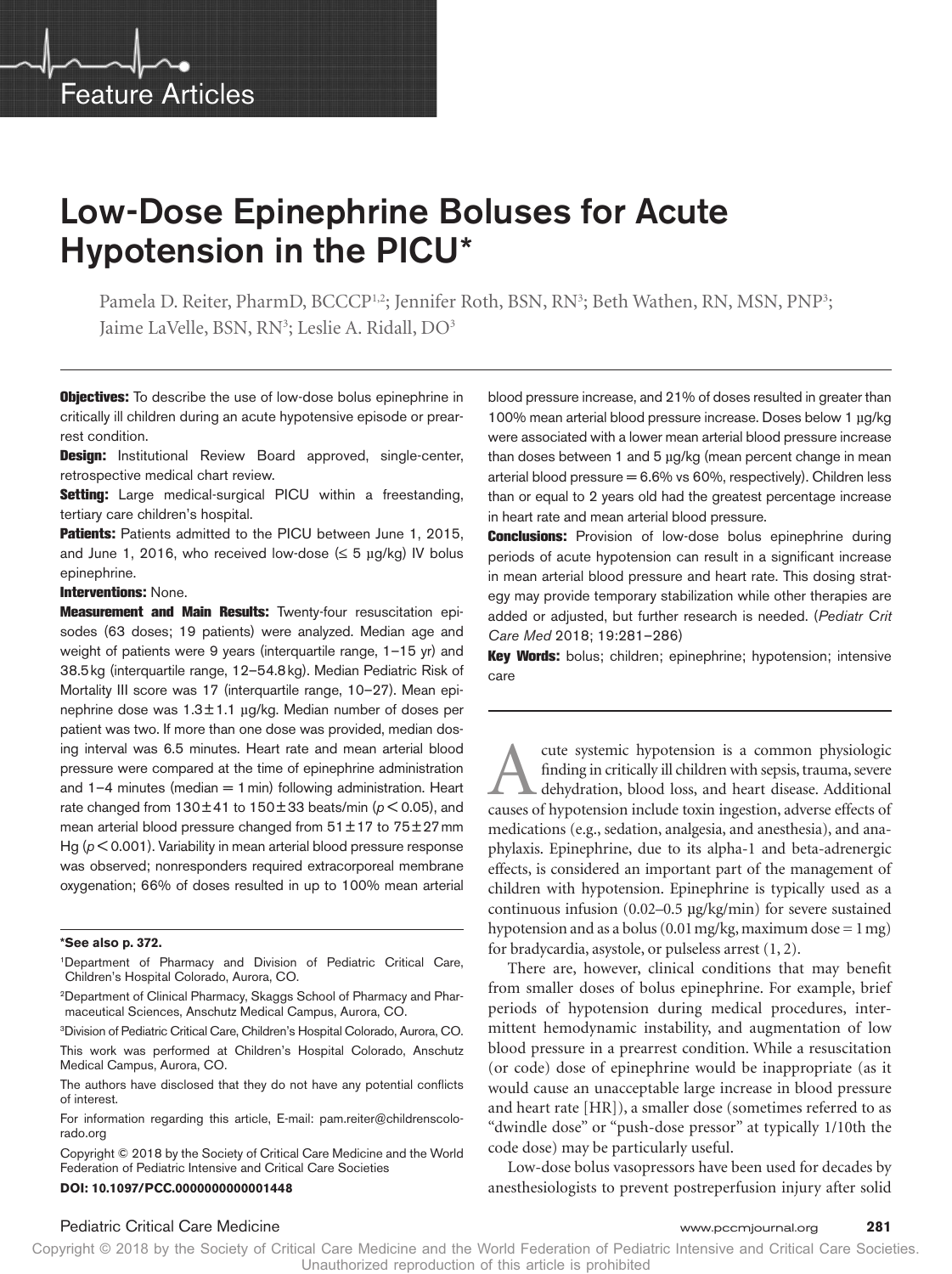Feature Articles

# Low-Dose Epinephrine Boluses for Acute Hypotension in the PICU*

Pamela D. Reiter, PharmD, BCCCP[1,2]; Jennifer Roth, BSN, RN[3]; Beth Wathen, RN, MSN, PNP[3]; Jaime LaVelle, BSN, RN[3]; Leslie A. Ridall, DO[3]

**Objectives:** To describe the use of low-dose bolus epinephrine in critically ill children during an acute hypotensive episode or prearrest condition.

**Design:** Institutional Review Board approved, single-center, retrospective medical chart review.

**Setting:** Large medical-surgical PICU within a freestanding, tertiary care children's hospital.

**Patients:** Patients admitted to the PICU between June 1, 2015, and June 1, 2016, who received low-dose (≤ 5 µg/kg) IV bolus epinephrine.

**Interventions:** None.

**Measurement and Main Results:** Twenty-four resuscitation episodes (63 doses; 19 patients) were analyzed. Median age and weight of patients were 9 years (interquartile range, 1–15 yr) and 38.5 kg (interquartile range, 12–54.8 kg). Median Pediatric Risk of Mortality III score was 17 (interquartile range, 10–27). Mean epinephrine dose was 1.3 ± 1.1 µg/kg. Median number of doses per patient was two. If more than one dose was provided, median dosing interval was 6.5 minutes. Heart rate and mean arterial blood pressure were compared at the time of epinephrine administration and 1–4 minutes (median = 1 min) following administration. Heart rate changed from 130 ± 41 to 150 ± 33 beats/min ($p < 0.05$), and mean arterial blood pressure changed from 51 ± 17 to 75 ± 27 mm Hg ($p < 0.001$). Variability in mean arterial blood pressure response was observed; nonresponders required extracorporeal membrane oxygenation; 66% of doses resulted in up to 100% mean arterial blood pressure increase, and 21% of doses resulted in greater than 100% mean arterial blood pressure increase. Doses below 1 µg/kg were associated with a lower mean arterial blood pressure increase than doses between 1 and 5 µg/kg (mean percent change in mean arterial blood pressure = 6.6% vs 60%, respectively). Children less than or equal to 2 years old had the greatest percentage increase in heart rate and mean arterial blood pressure.

**Conclusions:** Provision of low-dose bolus epinephrine during periods of acute hypotension can result in a significant increase in mean arterial blood pressure and heart rate. This dosing strategy may provide temporary stabilization while other therapies are added or adjusted, but further research is needed. (*Pediatr Crit Care Med* 2018; 19:281–286)

**Key Words:** bolus; children; epinephrine; hypotension; intensive care

**\*See also p. 372.**

[1]Department of Pharmacy and Division of Pediatric Critical Care, Children's Hospital Colorado, Aurora, CO.

[2]Department of Clinical Pharmacy, Skaggs School of Pharmacy and Pharmaceutical Sciences, Anschutz Medical Campus, Aurora, CO.

[3]Division of Pediatric Critical Care, Children's Hospital Colorado, Aurora, CO.

This work was performed at Children's Hospital Colorado, Anschutz Medical Campus, Aurora, CO.

The authors have disclosed that they do not have any potential conflicts of interest.

For information regarding this article, E-mail: pam.reiter@childrenscolorado.org

Copyright © 2018 by the Society of Critical Care Medicine and the World Federation of Pediatric Intensive and Critical Care Societies

**DOI: 10.1097/PCC.0000000000001448**

Acute systemic hypotension is a common physiologic finding in critically ill children with sepsis, trauma, severe dehydration, blood loss, and heart disease. Additional causes of hypotension include toxin ingestion, adverse effects of medications (e.g., sedation, analgesia, and anesthesia), and anaphylaxis. Epinephrine, due to its alpha-1 and beta-adrenergic effects, is considered an important part of the management of children with hypotension. Epinephrine is typically used as a continuous infusion (0.02–0.5 µg/kg/min) for severe sustained hypotension and as a bolus (0.01 mg/kg, maximum dose = 1 mg) for bradycardia, asystole, or pulseless arrest (1, 2).

There are, however, clinical conditions that may benefit from smaller doses of bolus epinephrine. For example, brief periods of hypotension during medical procedures, intermittent hemodynamic instability, and augmentation of low blood pressure in a prearrest condition. While a resuscitation (or code) dose of epinephrine would be inappropriate (as it would cause an unacceptable large increase in blood pressure and heart rate [HR]), a smaller dose (sometimes referred to as "dwindle dose" or "push-dose pressor" at typically 1/10th the code dose) may be particularly useful.

Low-dose bolus vasopressors have been used for decades by anesthesiologists to prevent postreperfusion injury after solid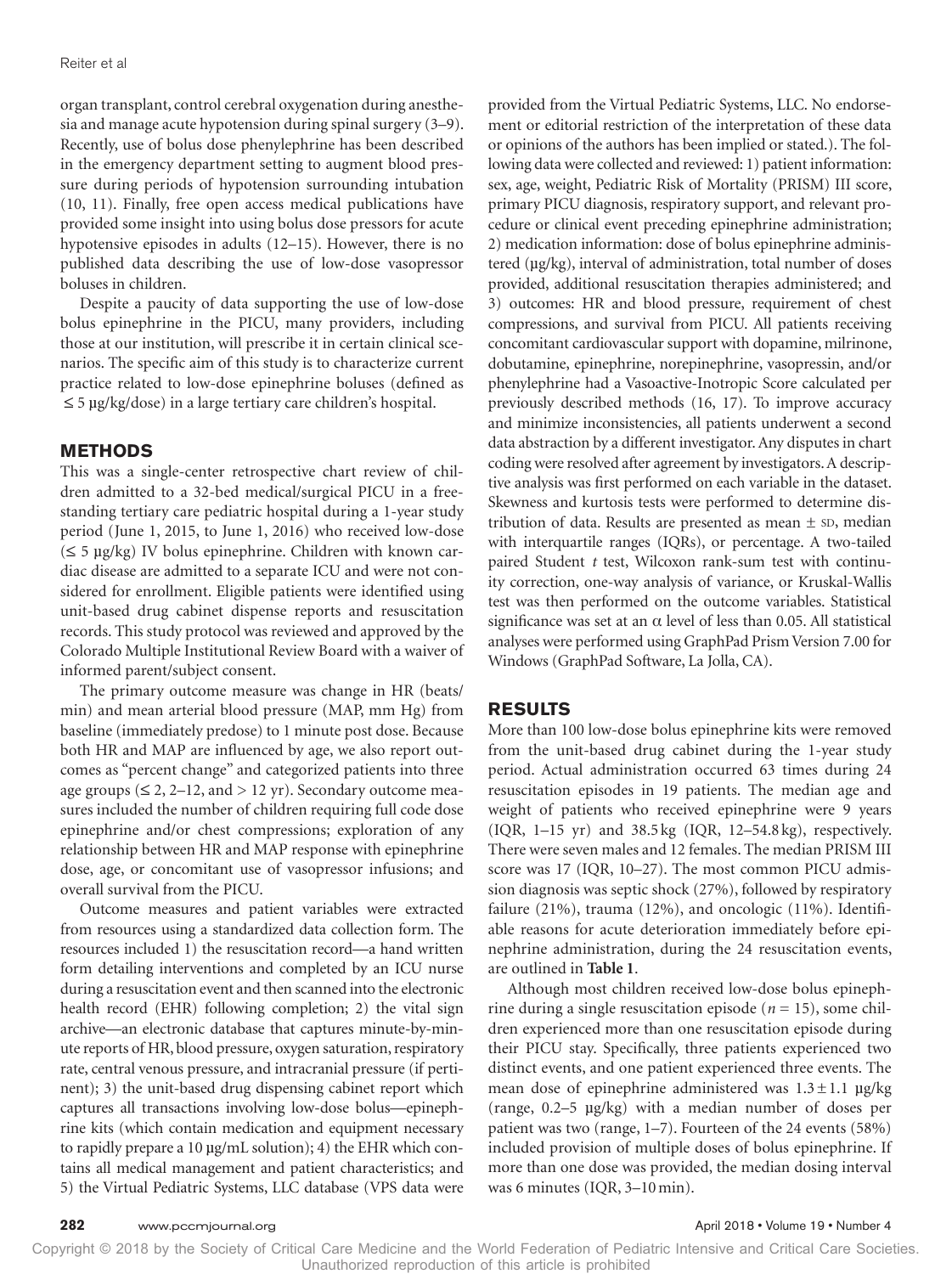organ transplant, control cerebral oxygenation during anesthesia and manage acute hypotension during spinal surgery (3–9). Recently, use of bolus dose phenylephrine has been described in the emergency department setting to augment blood pressure during periods of hypotension surrounding intubation (10, 11). Finally, free open access medical publications have provided some insight into using bolus dose pressors for acute hypotensive episodes in adults (12–15). However, there is no published data describing the use of low-dose vasopressor boluses in children.

Despite a paucity of data supporting the use of low-dose bolus epinephrine in the PICU, many providers, including those at our institution, will prescribe it in certain clinical scenarios. The specific aim of this study is to characterize current practice related to low-dose epinephrine boluses (defined as ≤ 5 µg/kg/dose) in a large tertiary care children's hospital.

## METHODS

This was a single-center retrospective chart review of children admitted to a 32-bed medical/surgical PICU in a freestanding tertiary care pediatric hospital during a 1-year study period (June 1, 2015, to June 1, 2016) who received low-dose (≤ 5 µg/kg) IV bolus epinephrine. Children with known cardiac disease are admitted to a separate ICU and were not considered for enrollment. Eligible patients were identified using unit-based drug cabinet dispense reports and resuscitation records. This study protocol was reviewed and approved by the Colorado Multiple Institutional Review Board with a waiver of informed parent/subject consent.

The primary outcome measure was change in HR (beats/min) and mean arterial blood pressure (MAP, mm Hg) from baseline (immediately predose) to 1 minute post dose. Because both HR and MAP are influenced by age, we also report outcomes as "percent change" and categorized patients into three age groups (≤ 2, 2–12, and > 12 yr). Secondary outcome measures included the number of children requiring full code dose epinephrine and/or chest compressions; exploration of any relationship between HR and MAP response with epinephrine dose, age, or concomitant use of vasopressor infusions; and overall survival from the PICU.

Outcome measures and patient variables were extracted from resources using a standardized data collection form. The resources included 1) the resuscitation record—a hand written form detailing interventions and completed by an ICU nurse during a resuscitation event and then scanned into the electronic health record (EHR) following completion; 2) the vital sign archive—an electronic database that captures minute-by-minute reports of HR, blood pressure, oxygen saturation, respiratory rate, central venous pressure, and intracranial pressure (if pertinent); 3) the unit-based drug dispensing cabinet report which captures all transactions involving low-dose bolus—epinephrine kits (which contain medication and equipment necessary to rapidly prepare a 10 µg/mL solution); 4) the EHR which contains all medical management and patient characteristics; and 5) the Virtual Pediatric Systems, LLC database (VPS data were provided from the Virtual Pediatric Systems, LLC. No endorsement or editorial restriction of the interpretation of these data or opinions of the authors has been implied or stated.). The following data were collected and reviewed: 1) patient information: sex, age, weight, Pediatric Risk of Mortality (PRISM) III score, primary PICU diagnosis, respiratory support, and relevant procedure or clinical event preceding epinephrine administration; 2) medication information: dose of bolus epinephrine administered (µg/kg), interval of administration, total number of doses provided, additional resuscitation therapies administered; and 3) outcomes: HR and blood pressure, requirement of chest compressions, and survival from PICU. All patients receiving concomitant cardiovascular support with dopamine, milrinone, dobutamine, epinephrine, norepinephrine, vasopressin, and/or phenylephrine had a Vasoactive-Inotropic Score calculated per previously described methods (16, 17). To improve accuracy and minimize inconsistencies, all patients underwent a second data abstraction by a different investigator. Any disputes in chart coding were resolved after agreement by investigators. A descriptive analysis was first performed on each variable in the dataset. Skewness and kurtosis tests were performed to determine distribution of data. Results are presented as mean ± SD, median with interquartile ranges (IQRs), or percentage. A two-tailed paired Student *t* test, Wilcoxon rank-sum test with continuity correction, one-way analysis of variance, or Kruskal-Wallis test was then performed on the outcome variables. Statistical significance was set at an $\alpha$ level of less than 0.05. All statistical analyses were performed using GraphPad Prism Version 7.00 for Windows (GraphPad Software, La Jolla, CA).

## RESULTS

More than 100 low-dose bolus epinephrine kits were removed from the unit-based drug cabinet during the 1-year study period. Actual administration occurred 63 times during 24 resuscitation episodes in 19 patients. The median age and weight of patients who received epinephrine were 9 years (IQR, 1–15 yr) and 38.5 kg (IQR, 12–54.8 kg), respectively. There were seven males and 12 females. The median PRISM III score was 17 (IQR, 10–27). The most common PICU admission diagnosis was septic shock (27%), followed by respiratory failure (21%), trauma (12%), and oncologic (11%). Identifiable reasons for acute deterioration immediately before epinephrine administration, during the 24 resuscitation events, are outlined in **Table 1**.

Although most children received low-dose bolus epinephrine during a single resuscitation episode ($n$ = 15), some children experienced more than one resuscitation episode during their PICU stay. Specifically, three patients experienced two distinct events, and one patient experienced three events. The mean dose of epinephrine administered was 1.3 ± 1.1 µg/kg (range, 0.2–5 µg/kg) with a median number of doses per patient was two (range, 1–7). Fourteen of the 24 events (58%) included provision of multiple doses of bolus epinephrine. If more than one dose was provided, the median dosing interval was 6 minutes (IQR, 3–10 min).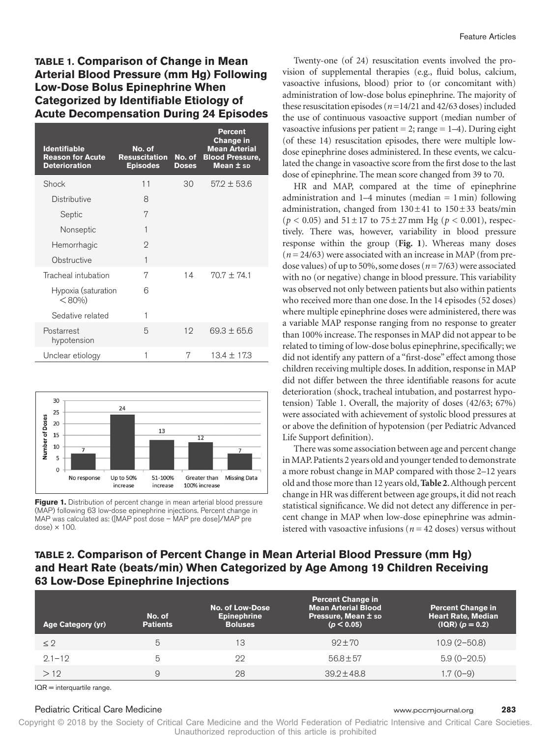**TABLE 1. Comparison of Change in Mean Arterial Blood Pressure (mm Hg) Following Low-Dose Bolus Epinephrine When Categorized by Identifiable Etiology of Acute Decompensation During 24 Episodes**

| Identifiable Reason for Acute Deterioration | No. of Resuscitation Episodes | No. of Doses | Percent Change in Mean Arterial Blood Pressure, Mean ± SD |
|---|---|---|---|
| Shock | 11 | 30 | 57.2 ± 53.6 |
| Distributive | 8 | | |
| Septic | 7 | | |
| Nonseptic | 1 | | |
| Hemorrhagic | 2 | | |
| Obstructive | 1 | | |
| Tracheal intubation | 7 | 14 | 70.7 ± 74.1 |
| Hypoxia (saturation < 80%) | 6 | | |
| Sedative related | 1 | | |
| Postarrest hypotension | 5 | 12 | 69.3 ± 65.6 |
| Unclear etiology | 1 | 7 | 13.4 ± 17.3 |

**Figure 1.** Distribution of percent change in mean arterial blood pressure (MAP) following 63 low-dose epinephrine injections. Percent change in MAP was calculated as: ([MAP post dose − MAP pre dose]/MAP pre dose) × 100.

Twenty-one (of 24) resuscitation events involved the provision of supplemental therapies (e.g., fluid bolus, calcium, vasoactive infusions, blood) prior to (or concomitant with) administration of low-dose bolus epinephrine. The majority of these resuscitation episodes ($n$ = 14/21 and 42/63 doses) included the use of continuous vasoactive support (median number of vasoactive infusions per patient = 2; range = 1–4). During eight (of these 14) resuscitation episodes, there were multiple low-dose epinephrine doses administered. In these events, we calculated the change in vasoactive score from the first dose to the last dose of epinephrine. The mean score changed from 39 to 70.

HR and MAP, compared at the time of epinephrine administration and 1–4 minutes (median = 1 min) following administration, changed from 130 ± 41 to 150 ± 33 beats/min ($p < 0.05$) and 51 ± 17 to 75 ± 27 mm Hg ($p < 0.001$), respectively. There was, however, variability in blood pressure response within the group (**Fig. 1**). Whereas many doses ($n$ = 24/63) were associated with an increase in MAP (from predose values) of up to 50%, some doses ($n$ = 7/63) were associated with no (or negative) change in blood pressure. This variability was observed not only between patients but also within patients who received more than one dose. In the 14 episodes (52 doses) where multiple epinephrine doses were administered, there was a variable MAP response ranging from no response to greater than 100% increase. The responses in MAP did not appear to be related to timing of low-dose bolus epinephrine, specifically; we did not identify any pattern of a "first-dose" effect among those children receiving multiple doses. In addition, response in MAP did not differ between the three identifiable reasons for acute deterioration (shock, tracheal intubation, and postarrest hypotension) Table 1. Overall, the majority of doses (42/63; 67%) were associated with achievement of systolic blood pressures at or above the definition of hypotension (per Pediatric Advanced Life Support definition).

There was some association between age and percent change in MAP. Patients 2 years old and younger tended to demonstrate a more robust change in MAP compared with those 2–12 years old and those more than 12 years old, **Table 2**. Although percent change in HR was different between age groups, it did not reach statistical significance. We did not detect any difference in percent change in MAP when low-dose epinephrine was administered with vasoactive infusions ($n$ = 42 doses) versus without

**TABLE 2. Comparison of Percent Change in Mean Arterial Blood Pressure (mm Hg) and Heart Rate (beats/min) When Categorized by Age Among 19 Children Receiving 63 Low-Dose Epinephrine Injections**

| Age Category (yr) | No. of Patients | No. of Low-Dose Epinephrine Boluses | Percent Change in Mean Arterial Blood Pressure, Mean ± SD ($p < 0.05$) | Percent Change in Heart Rate, Median (IQR) ($p = 0.2$) |
|---|---|---|---|---|
| ≤ 2 | 5 | 13 | 92 ± 70 | 10.9 (2–50.8) |
| 2.1–12 | 5 | 22 | 56.8 ± 57 | 5.9 (0–20.5) |
| > 12 | 9 | 28 | 39.2 ± 48.8 | 1.7 (0–9) |

IQR = interquartile range.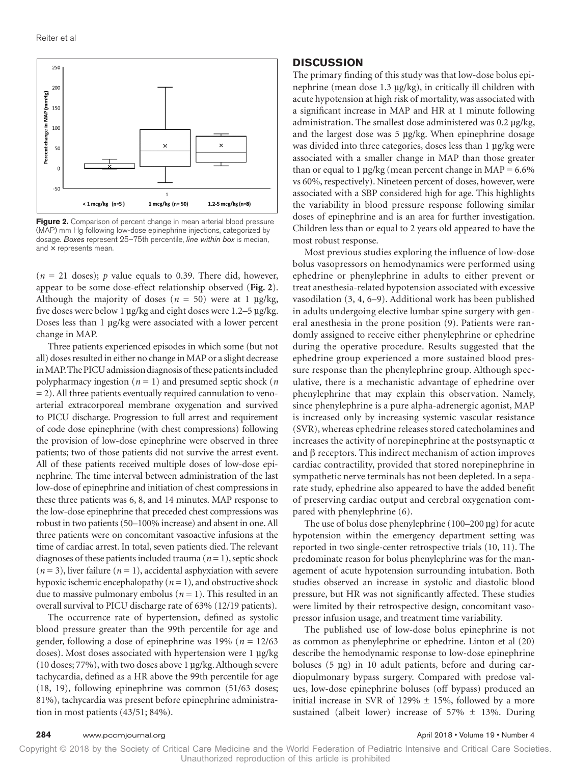**Figure 2.** Comparison of percent change in mean arterial blood pressure (MAP) mm Hg following low-dose epinephrine injections, categorized by dosage. *Boxes* represent 25–75th percentile, *line within box* is median, and × represents mean.

($n$ = 21 doses); $p$ value equals to 0.39. There did, however, appear to be some dose-effect relationship observed (**Fig. 2**). Although the majority of doses ($n$ = 50) were at 1 µg/kg, five doses were below 1 µg/kg and eight doses were 1.2–5 µg/kg. Doses less than 1 µg/kg were associated with a lower percent change in MAP.

Three patients experienced episodes in which some (but not all) doses resulted in either no change in MAP or a slight decrease in MAP. The PICU admission diagnosis of these patients included polypharmacy ingestion ($n$ = 1) and presumed septic shock ($n$ = 2). All three patients eventually required cannulation to venoarterial extracorporeal membrane oxygenation and survived to PICU discharge. Progression to full arrest and requirement of code dose epinephrine (with chest compressions) following the provision of low-dose epinephrine were observed in three patients; two of those patients did not survive the arrest event. All of these patients received multiple doses of low-dose epinephrine. The time interval between administration of the last low-dose of epinephrine and initiation of chest compressions in these three patients was 6, 8, and 14 minutes. MAP response to the low-dose epinephrine that preceded chest compressions was robust in two patients (50–100% increase) and absent in one. All three patients were on concomitant vasoactive infusions at the time of cardiac arrest. In total, seven patients died. The relevant diagnoses of these patients included trauma ($n$ = 1), septic shock ($n$ = 3), liver failure ($n$ = 1), accidental asphyxiation with severe hypoxic ischemic encephalopathy ($n$ = 1), and obstructive shock due to massive pulmonary embolus ($n$ = 1). This resulted in an overall survival to PICU discharge rate of 63% (12/19 patients).

The occurrence rate of hypertension, defined as systolic blood pressure greater than the 99th percentile for age and gender, following a dose of epinephrine was 19% ($n$ = 12/63 doses). Most doses associated with hypertension were 1 µg/kg (10 doses; 77%), with two doses above 1 µg/kg. Although severe tachycardia, defined as a HR above the 99th percentile for age (18, 19), following epinephrine was common (51/63 doses; 81%), tachycardia was present before epinephrine administration in most patients (43/51; 84%).

## DISCUSSION

The primary finding of this study was that low-dose bolus epinephrine (mean dose 1.3 µg/kg), in critically ill children with acute hypotension at high risk of mortality, was associated with a significant increase in MAP and HR at 1 minute following administration. The smallest dose administered was 0.2 µg/kg, and the largest dose was 5 µg/kg. When epinephrine dosage was divided into three categories, doses less than 1 µg/kg were associated with a smaller change in MAP than those greater than or equal to 1 µg/kg (mean percent change in MAP = 6.6% vs 60%, respectively). Nineteen percent of doses, however, were associated with a SBP considered high for age. This highlights the variability in blood pressure response following similar doses of epinephrine and is an area for further investigation. Children less than or equal to 2 years old appeared to have the most robust response.

Most previous studies exploring the influence of low-dose bolus vasopressors on hemodynamics were performed using ephedrine or phenylephrine in adults to either prevent or treat anesthesia-related hypotension associated with excessive vasodilation (3, 4, 6–9). Additional work has been published in adults undergoing elective lumbar spine surgery with general anesthesia in the prone position (9). Patients were randomly assigned to receive either phenylephrine or ephedrine during the operative procedure. Results suggested that the ephedrine group experienced a more sustained blood pressure response than the phenylephrine group. Although speculative, there is a mechanistic advantage of ephedrine over phenylephrine that may explain this observation. Namely, since phenylephrine is a pure alpha-adrenergic agonist, MAP is increased only by increasing systemic vascular resistance (SVR), whereas ephedrine releases stored catecholamines and increases the activity of norepinephrine at the postsynaptic α and β receptors. This indirect mechanism of action improves cardiac contractility, provided that stored norepinephrine in sympathetic nerve terminals has not been depleted. In a separate study, ephedrine also appeared to have the added benefit of preserving cardiac output and cerebral oxygenation compared with phenylephrine (6).

The use of bolus dose phenylephrine (100–200 µg) for acute hypotension within the emergency department setting was reported in two single-center retrospective trials (10, 11). The predominate reason for bolus phenylephrine was for the management of acute hypotension surrounding intubation. Both studies observed an increase in systolic and diastolic blood pressure, but HR was not significantly affected. These studies were limited by their retrospective design, concomitant vasopressor infusion usage, and treatment time variability.

The published use of low-dose bolus epinephrine is not as common as phenylephrine or ephedrine. Linton et al (20) describe the hemodynamic response to low-dose epinephrine boluses (5 µg) in 10 adult patients, before and during cardiopulmonary bypass surgery. Compared with predose values, low-dose epinephrine boluses (off bypass) produced an initial increase in SVR of 129% ± 15%, followed by a more sustained (albeit lower) increase of 57% ± 13%. During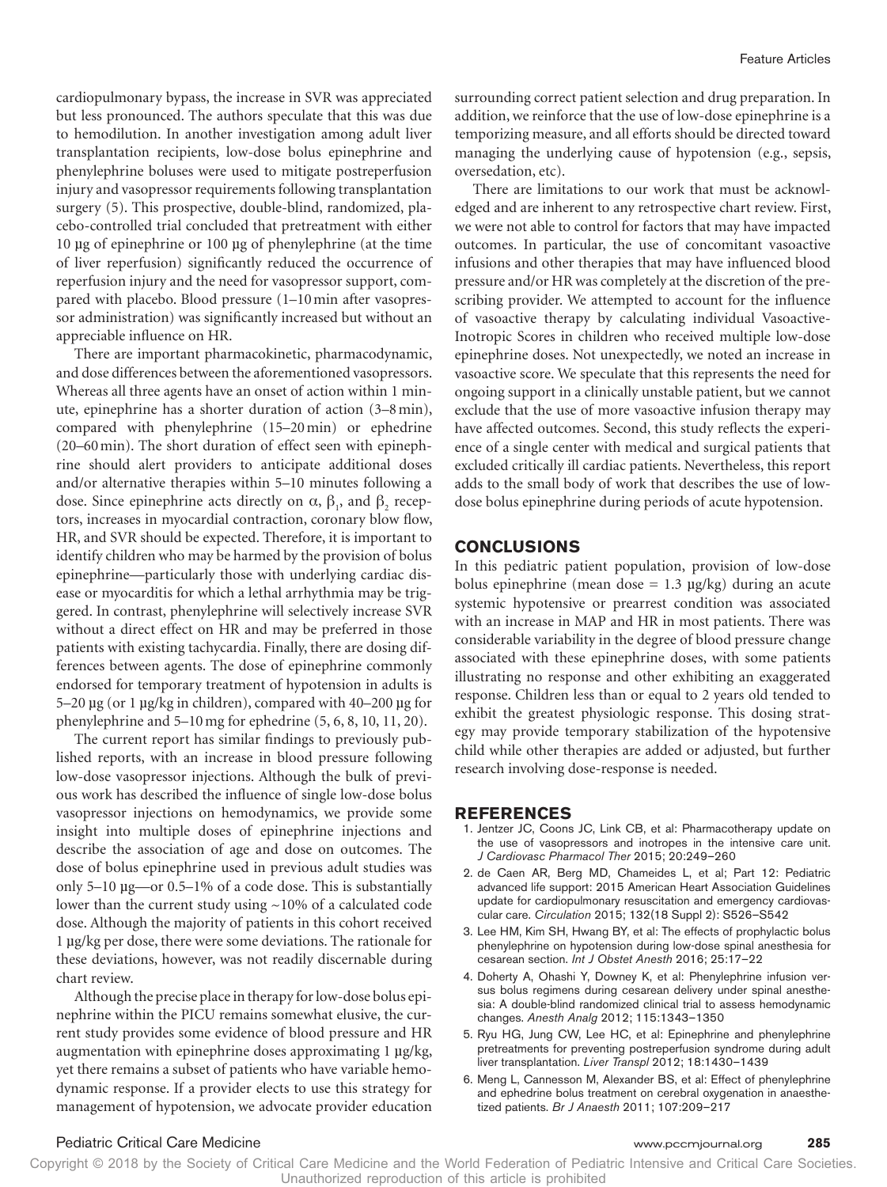cardiopulmonary bypass, the increase in SVR was appreciated but less pronounced. The authors speculate that this was due to hemodilution. In another investigation among adult liver transplantation recipients, low-dose bolus epinephrine and phenylephrine boluses were used to mitigate postreperfusion injury and vasopressor requirements following transplantation surgery (5). This prospective, double-blind, randomized, placebo-controlled trial concluded that pretreatment with either 10 µg of epinephrine or 100 µg of phenylephrine (at the time of liver reperfusion) significantly reduced the occurrence of reperfusion injury and the need for vasopressor support, compared with placebo. Blood pressure (1–10 min after vasopressor administration) was significantly increased but without an appreciable influence on HR.

There are important pharmacokinetic, pharmacodynamic, and dose differences between the aforementioned vasopressors. Whereas all three agents have an onset of action within 1 minute, epinephrine has a shorter duration of action (3–8 min), compared with phenylephrine (15–20 min) or ephedrine (20–60 min). The short duration of effect seen with epinephrine should alert providers to anticipate additional doses and/or alternative therapies within 5–10 minutes following a dose. Since epinephrine acts directly on $\alpha$, $\beta_1$, and $\beta_2$ receptors, increases in myocardial contraction, coronary blow flow, HR, and SVR should be expected. Therefore, it is important to identify children who may be harmed by the provision of bolus epinephrine—particularly those with underlying cardiac disease or myocarditis for which a lethal arrhythmia may be triggered. In contrast, phenylephrine will selectively increase SVR without a direct effect on HR and may be preferred in those patients with existing tachycardia. Finally, there are dosing differences between agents. The dose of epinephrine commonly endorsed for temporary treatment of hypotension in adults is 5–20 µg (or 1 µg/kg in children), compared with 40–200 µg for phenylephrine and 5–10 mg for ephedrine (5, 6, 8, 10, 11, 20).

The current report has similar findings to previously published reports, with an increase in blood pressure following low-dose vasopressor injections. Although the bulk of previous work has described the influence of single low-dose bolus vasopressor injections on hemodynamics, we provide some insight into multiple doses of epinephrine injections and describe the association of age and dose on outcomes. The dose of bolus epinephrine used in previous adult studies was only 5–10 µg—or 0.5–1% of a code dose. This is substantially lower than the current study using ~10% of a calculated code dose. Although the majority of patients in this cohort received 1 µg/kg per dose, there were some deviations. The rationale for these deviations, however, was not readily discernable during chart review.

Although the precise place in therapy for low-dose bolus epinephrine within the PICU remains somewhat elusive, the current study provides some evidence of blood pressure and HR augmentation with epinephrine doses approximating 1 µg/kg, yet there remains a subset of patients who have variable hemodynamic response. If a provider elects to use this strategy for management of hypotension, we advocate provider education surrounding correct patient selection and drug preparation. In addition, we reinforce that the use of low-dose epinephrine is a temporizing measure, and all efforts should be directed toward managing the underlying cause of hypotension (e.g., sepsis, oversedation, etc).

There are limitations to our work that must be acknowledged and are inherent to any retrospective chart review. First, we were not able to control for factors that may have impacted outcomes. In particular, the use of concomitant vasoactive infusions and other therapies that may have influenced blood pressure and/or HR was completely at the discretion of the prescribing provider. We attempted to account for the influence of vasoactive therapy by calculating individual Vasoactive-Inotropic Scores in children who received multiple low-dose epinephrine doses. Not unexpectedly, we noted an increase in vasoactive score. We speculate that this represents the need for ongoing support in a clinically unstable patient, but we cannot exclude that the use of more vasoactive infusion therapy may have affected outcomes. Second, this study reflects the experience of a single center with medical and surgical patients that excluded critically ill cardiac patients. Nevertheless, this report adds to the small body of work that describes the use of low-dose bolus epinephrine during periods of acute hypotension.

## CONCLUSIONS

In this pediatric patient population, provision of low-dose bolus epinephrine (mean dose = 1.3 µg/kg) during an acute systemic hypotensive or prearrest condition was associated with an increase in MAP and HR in most patients. There was considerable variability in the degree of blood pressure change associated with these epinephrine doses, with some patients illustrating no response and other exhibiting an exaggerated response. Children less than or equal to 2 years old tended to exhibit the greatest physiologic response. This dosing strategy may provide temporary stabilization of the hypotensive child while other therapies are added or adjusted, but further research involving dose-response is needed.

## REFERENCES

1. Jentzer JC, Coons JC, Link CB, et al: Pharmacotherapy update on the use of vasopressors and inotropes in the intensive care unit. *J Cardiovasc Pharmacol Ther* 2015; 20:249–260
2. de Caen AR, Berg MD, Chameides L, et al; Part 12: Pediatric advanced life support: 2015 American Heart Association Guidelines update for cardiopulmonary resuscitation and emergency cardiovascular care. *Circulation* 2015; 132(18 Suppl 2): S526–S542
3. Lee HM, Kim SH, Hwang BY, et al: The effects of prophylactic bolus phenylephrine on hypotension during low-dose spinal anesthesia for cesarean section. *Int J Obstet Anesth* 2016; 25:17–22
4. Doherty A, Ohashi Y, Downey K, et al: Phenylephrine infusion versus bolus regimens during cesarean delivery under spinal anesthesia: A double-blind randomized clinical trial to assess hemodynamic changes. *Anesth Analg* 2012; 115:1343–1350
5. Ryu HG, Jung CW, Lee HC, et al: Epinephrine and phenylephrine pretreatments for preventing postreperfusion syndrome during adult liver transplantation. *Liver Transpl* 2012; 18:1430–1439
6. Meng L, Cannesson M, Alexander BS, et al: Effect of phenylephrine and ephedrine bolus treatment on cerebral oxygenation in anaesthetized patients. *Br J Anaesth* 2011; 107:209–217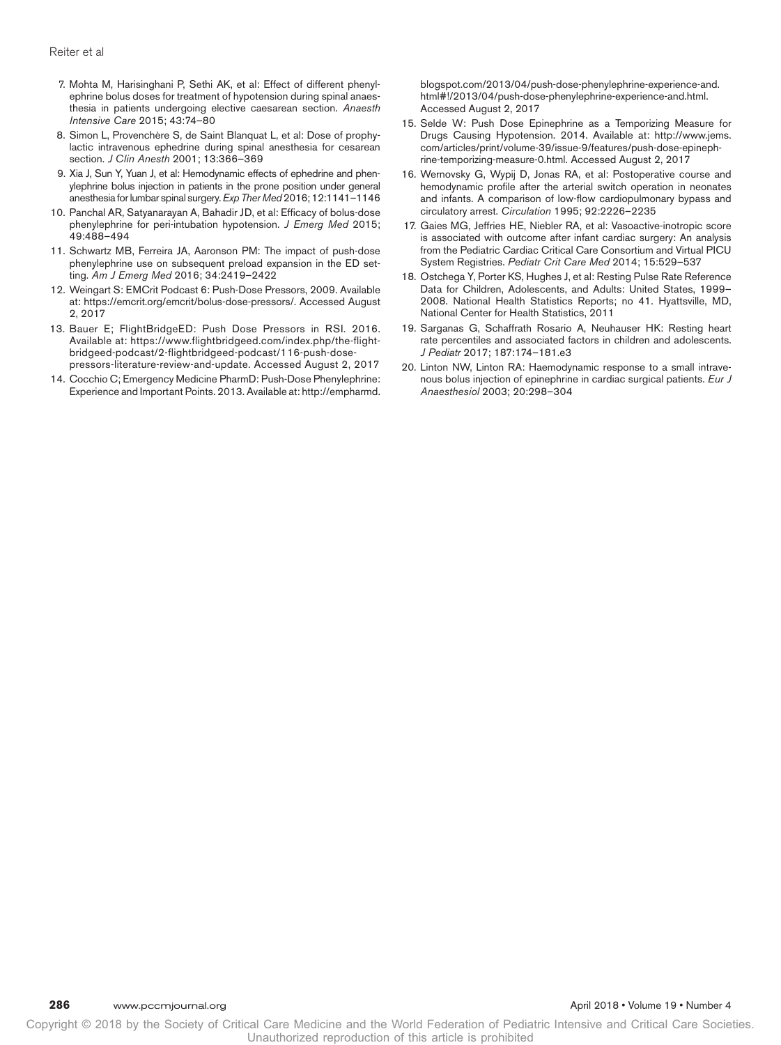7. Mohta M, Harisinghani P, Sethi AK, et al: Effect of different phenylephrine bolus doses for treatment of hypotension during spinal anaesthesia in patients undergoing elective caesarean section. *Anaesth Intensive Care* 2015; 43:74–80
8. Simon L, Provenchère S, de Saint Blanquat L, et al: Dose of prophylactic intravenous ephedrine during spinal anesthesia for cesarean section. *J Clin Anesth* 2001; 13:366–369
9. Xia J, Sun Y, Yuan J, et al: Hemodynamic effects of ephedrine and phenylephrine bolus injection in patients in the prone position under general anesthesia for lumbar spinal surgery. *Exp Ther Med* 2016; 12:1141–1146
10. Panchal AR, Satyanarayan A, Bahadir JD, et al: Efficacy of bolus-dose phenylephrine for peri-intubation hypotension. *J Emerg Med* 2015; 49:488–494
11. Schwartz MB, Ferreira JA, Aaronson PM: The impact of push-dose phenylephrine use on subsequent preload expansion in the ED setting. *Am J Emerg Med* 2016; 34:2419–2422
12. Weingart S: EMCrit Podcast 6: Push-Dose Pressors, 2009. Available at: https://emcrit.org/emcrit/bolus-dose-pressors/. Accessed August 2, 2017
13. Bauer E; FlightBridgeED: Push Dose Pressors in RSI. 2016. Available at: https://www.flightbridgeed.com/index.php/the-flight-bridgeed-podcast/2-flightbridgeed-podcast/116-push-dose-pressors-literature-review-and-update. Accessed August 2, 2017
14. Cocchio C; Emergency Medicine PharmD: Push-Dose Phenylephrine: Experience and Important Points. 2013. Available at: http://empharmd.blogspot.com/2013/04/push-dose-phenylephrine-experience-and.html#!/2013/04/push-dose-phenylephrine-experience-and.html. Accessed August 2, 2017
15. Selde W: Push Dose Epinephrine as a Temporizing Measure for Drugs Causing Hypotension. 2014. Available at: http://www.jems.com/articles/print/volume-39/issue-9/features/push-dose-epinephrine-temporizing-measure-0.html. Accessed August 2, 2017
16. Wernovsky G, Wypij D, Jonas RA, et al: Postoperative course and hemodynamic profile after the arterial switch operation in neonates and infants. A comparison of low-flow cardiopulmonary bypass and circulatory arrest. *Circulation* 1995; 92:2226–2235
17. Gaies MG, Jeffries HE, Niebler RA, et al: Vasoactive-inotropic score is associated with outcome after infant cardiac surgery: An analysis from the Pediatric Cardiac Critical Care Consortium and Virtual PICU System Registries. *Pediatr Crit Care Med* 2014; 15:529–537
18. Ostchega Y, Porter KS, Hughes J, et al: Resting Pulse Rate Reference Data for Children, Adolescents, and Adults: United States, 1999–2008. National Health Statistics Reports; no 41. Hyattsville, MD, National Center for Health Statistics, 2011
19. Sarganas G, Schaffrath Rosario A, Neuhauser HK: Resting heart rate percentiles and associated factors in children and adolescents. *J Pediatr* 2017; 187:174–181.e3
20. Linton NW, Linton RA: Haemodynamic response to a small intravenous bolus injection of epinephrine in cardiac surgical patients. *Eur J Anaesthesiol* 2003; 20:298–304